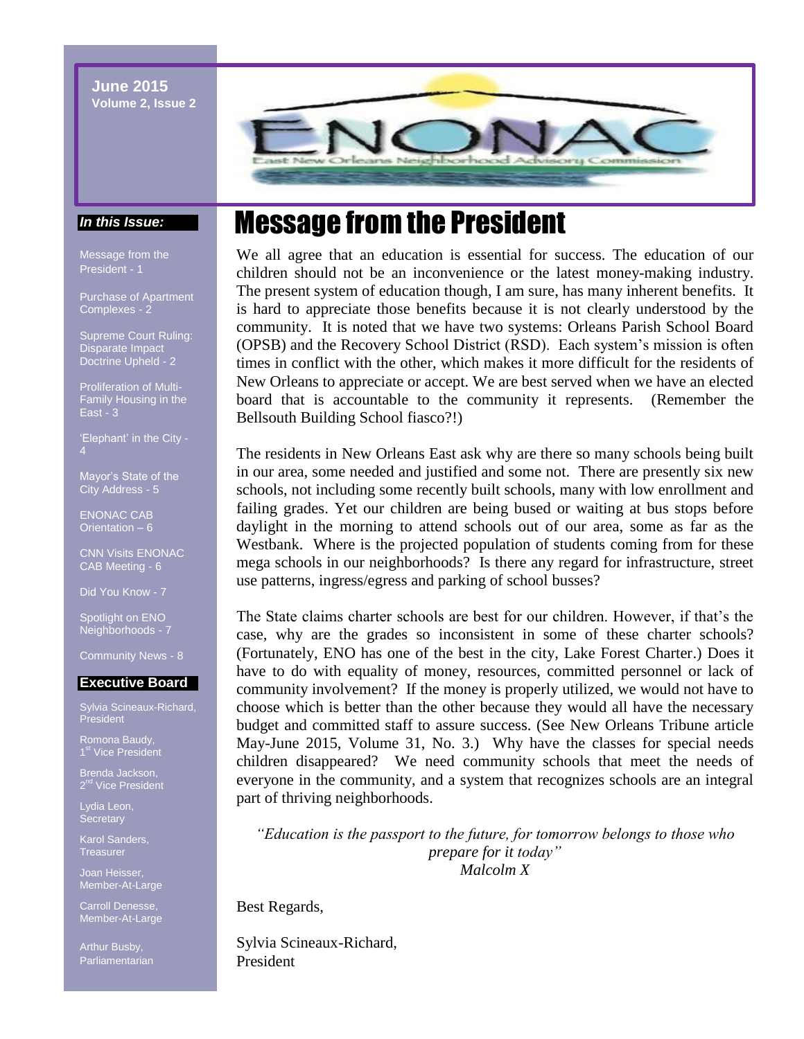**June 2015**
**Volume 2, Issue 2**

ENONAC
East New Orleans Neighborhood Advisory Commission

***In this Issue:***

Message from the President - 1

Purchase of Apartment Complexes - 2

Supreme Court Ruling: Disparate Impact Doctrine Upheld - 2

Proliferation of Multi-Family Housing in the East - 3

'Elephant' in the City - 4

Mayor's State of the City Address - 5

ENONAC CAB Orientation – 6

CNN Visits ENONAC CAB Meeting - 6

Did You Know - 7

Spotlight on ENO Neighborhoods - 7

Community News - 8

**Executive Board**

Sylvia Scineaux-Richard, President

Romona Baudy, 1st Vice President

Brenda Jackson, 2nd Vice President

Lydia Leon, Secretary

Karol Sanders, Treasurer

Joan Heisser, Member-At-Large

Carroll Denesse, Member-At-Large

Arthur Busby, Parliamentarian

# Message from the President

We all agree that an education is essential for success. The education of our children should not be an inconvenience or the latest money-making industry. The present system of education though, I am sure, has many inherent benefits. It is hard to appreciate those benefits because it is not clearly understood by the community. It is noted that we have two systems: Orleans Parish School Board (OPSB) and the Recovery School District (RSD). Each system's mission is often times in conflict with the other, which makes it more difficult for the residents of New Orleans to appreciate or accept. We are best served when we have an elected board that is accountable to the community it represents. (Remember the Bellsouth Building School fiasco?!)

The residents in New Orleans East ask why are there so many schools being built in our area, some needed and justified and some not. There are presently six new schools, not including some recently built schools, many with low enrollment and failing grades. Yet our children are being bused or waiting at bus stops before daylight in the morning to attend schools out of our area, some as far as the Westbank. Where is the projected population of students coming from for these mega schools in our neighborhoods? Is there any regard for infrastructure, street use patterns, ingress/egress and parking of school busses?

The State claims charter schools are best for our children. However, if that's the case, why are the grades so inconsistent in some of these charter schools? (Fortunately, ENO has one of the best in the city, Lake Forest Charter.) Does it have to do with equality of money, resources, committed personnel or lack of community involvement? If the money is properly utilized, we would not have to choose which is better than the other because they would all have the necessary budget and committed staff to assure success. (See New Orleans Tribune article May-June 2015, Volume 31, No. 3.) Why have the classes for special needs children disappeared? We need community schools that meet the needs of everyone in the community, and a system that recognizes schools are an integral part of thriving neighborhoods.

*"Education is the passport to the future, for tomorrow belongs to those who prepare for it today"*
*Malcolm X*

Best Regards,

Sylvia Scineaux-Richard,
President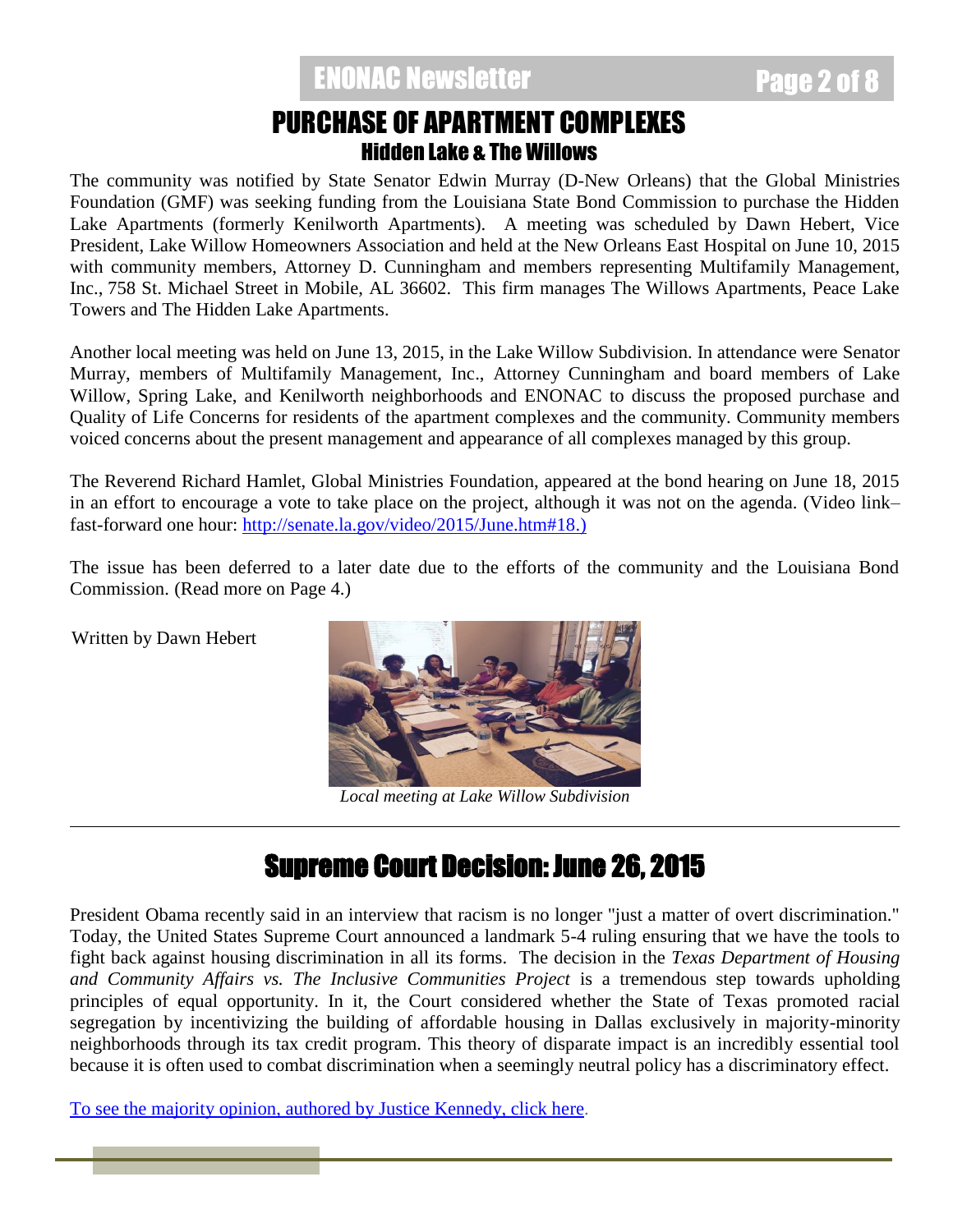# PURCHASE OF APARTMENT COMPLEXES

## Hidden Lake & The Willows

The community was notified by State Senator Edwin Murray (D-New Orleans) that the Global Ministries Foundation (GMF) was seeking funding from the Louisiana State Bond Commission to purchase the Hidden Lake Apartments (formerly Kenilworth Apartments). A meeting was scheduled by Dawn Hebert, Vice President, Lake Willow Homeowners Association and held at the New Orleans East Hospital on June 10, 2015 with community members, Attorney D. Cunningham and members representing Multifamily Management, Inc., 758 St. Michael Street in Mobile, AL 36602. This firm manages The Willows Apartments, Peace Lake Towers and The Hidden Lake Apartments.

Another local meeting was held on June 13, 2015, in the Lake Willow Subdivision. In attendance were Senator Murray, members of Multifamily Management, Inc., Attorney Cunningham and board members of Lake Willow, Spring Lake, and Kenilworth neighborhoods and ENONAC to discuss the proposed purchase and Quality of Life Concerns for residents of the apartment complexes and the community. Community members voiced concerns about the present management and appearance of all complexes managed by this group.

The Reverend Richard Hamlet, Global Ministries Foundation, appeared at the bond hearing on June 18, 2015 in an effort to encourage a vote to take place on the project, although it was not on the agenda. (Video link– fast-forward one hour: http://senate.la.gov/video/2015/June.htm#18.)

The issue has been deferred to a later date due to the efforts of the community and the Louisiana Bond Commission. (Read more on Page 4.)

Written by Dawn Hebert

*Local meeting at Lake Willow Subdivision*

---

# Supreme Court Decision: June 26, 2015

President Obama recently said in an interview that racism is no longer "just a matter of overt discrimination." Today, the United States Supreme Court announced a landmark 5-4 ruling ensuring that we have the tools to fight back against housing discrimination in all its forms. The decision in the *Texas Department of Housing and Community Affairs vs. The Inclusive Communities Project* is a tremendous step towards upholding principles of equal opportunity. In it, the Court considered whether the State of Texas promoted racial segregation by incentivizing the building of affordable housing in Dallas exclusively in majority-minority neighborhoods through its tax credit program. This theory of disparate impact is an incredibly essential tool because it is often used to combat discrimination when a seemingly neutral policy has a discriminatory effect.

To see the majority opinion, authored by Justice Kennedy, click here.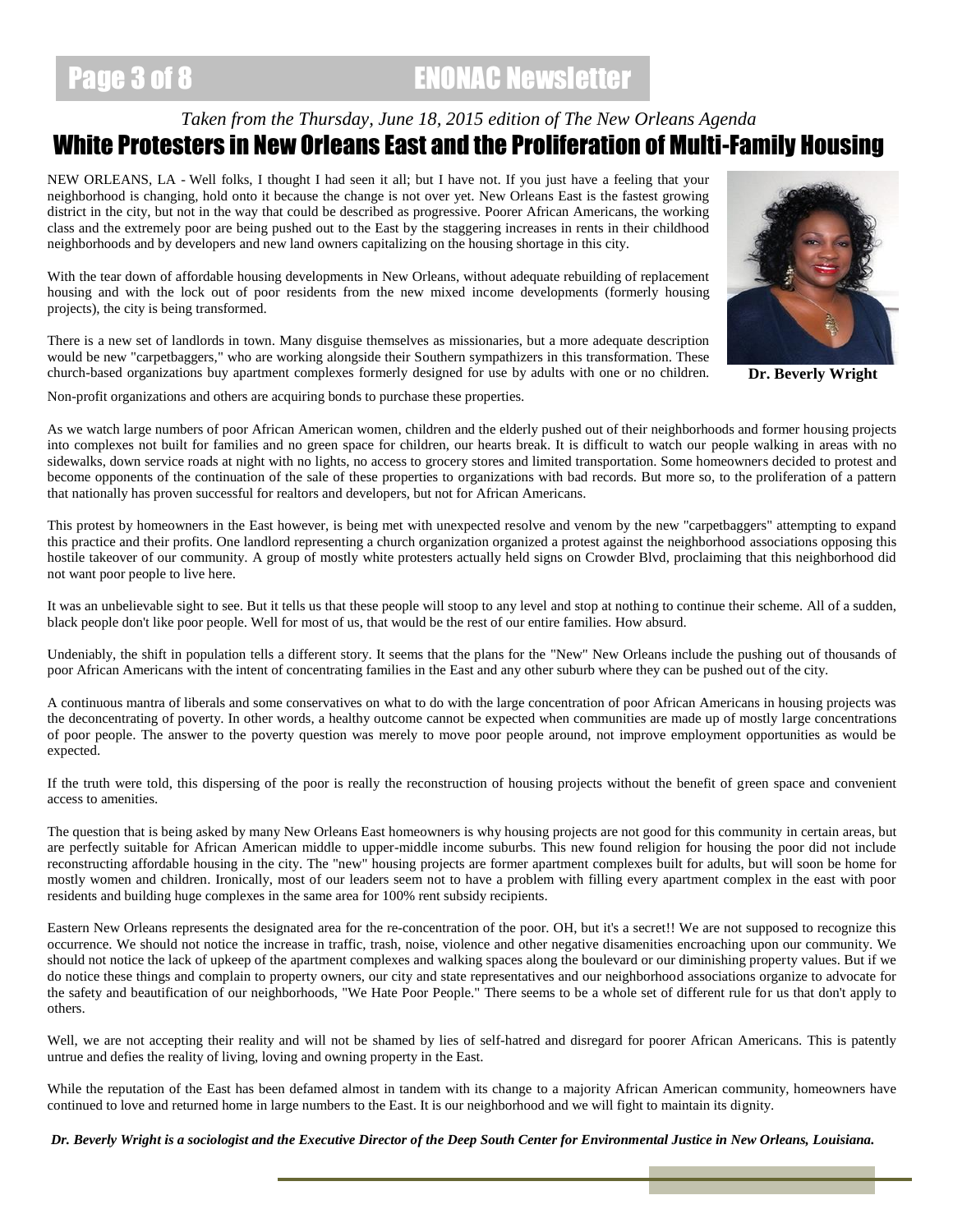*Taken from the Thursday, June 18, 2015 edition of The New Orleans Agenda*

# White Protesters in New Orleans East and the Proliferation of Multi-Family Housing

NEW ORLEANS, LA - Well folks, I thought I had seen it all; but I have not. If you just have a feeling that your neighborhood is changing, hold onto it because the change is not over yet. New Orleans East is the fastest growing district in the city, but not in the way that could be described as progressive. Poorer African Americans, the working class and the extremely poor are being pushed out to the East by the staggering increases in rents in their childhood neighborhoods and by developers and new land owners capitalizing on the housing shortage in this city.

With the tear down of affordable housing developments in New Orleans, without adequate rebuilding of replacement housing and with the lock out of poor residents from the new mixed income developments (formerly housing projects), the city is being transformed.

There is a new set of landlords in town. Many disguise themselves as missionaries, but a more adequate description would be new "carpetbaggers," who are working alongside their Southern sympathizers in this transformation. These church-based organizations buy apartment complexes formerly designed for use by adults with one or no children. Non-profit organizations and others are acquiring bonds to purchase these properties.

**Dr. Beverly Wright**

As we watch large numbers of poor African American women, children and the elderly pushed out of their neighborhoods and former housing projects into complexes not built for families and no green space for children, our hearts break. It is difficult to watch our people walking in areas with no sidewalks, down service roads at night with no lights, no access to grocery stores and limited transportation. Some homeowners decided to protest and become opponents of the continuation of the sale of these properties to organizations with bad records. But more so, to the proliferation of a pattern that nationally has proven successful for realtors and developers, but not for African Americans.

This protest by homeowners in the East however, is being met with unexpected resolve and venom by the new "carpetbaggers" attempting to expand this practice and their profits. One landlord representing a church organization organized a protest against the neighborhood associations opposing this hostile takeover of our community. A group of mostly white protesters actually held signs on Crowder Blvd, proclaiming that this neighborhood did not want poor people to live here.

It was an unbelievable sight to see. But it tells us that these people will stoop to any level and stop at nothing to continue their scheme. All of a sudden, black people don't like poor people. Well for most of us, that would be the rest of our entire families. How absurd.

Undeniably, the shift in population tells a different story. It seems that the plans for the "New" New Orleans include the pushing out of thousands of poor African Americans with the intent of concentrating families in the East and any other suburb where they can be pushed out of the city.

A continuous mantra of liberals and some conservatives on what to do with the large concentration of poor African Americans in housing projects was the deconcentrating of poverty. In other words, a healthy outcome cannot be expected when communities are made up of mostly large concentrations of poor people. The answer to the poverty question was merely to move poor people around, not improve employment opportunities as would be expected.

If the truth were told, this dispersing of the poor is really the reconstruction of housing projects without the benefit of green space and convenient access to amenities.

The question that is being asked by many New Orleans East homeowners is why housing projects are not good for this community in certain areas, but are perfectly suitable for African American middle to upper-middle income suburbs. This new found religion for housing the poor did not include reconstructing affordable housing in the city. The "new" housing projects are former apartment complexes built for adults, but will soon be home for mostly women and children. Ironically, most of our leaders seem not to have a problem with filling every apartment complex in the east with poor residents and building huge complexes in the same area for 100% rent subsidy recipients.

Eastern New Orleans represents the designated area for the re-concentration of the poor. OH, but it's a secret!! We are not supposed to recognize this occurrence. We should not notice the increase in traffic, trash, noise, violence and other negative disamenities encroaching upon our community. We should not notice the lack of upkeep of the apartment complexes and walking spaces along the boulevard or our diminishing property values. But if we do notice these things and complain to property owners, our city and state representatives and our neighborhood associations organize to advocate for the safety and beautification of our neighborhoods, "We Hate Poor People." There seems to be a whole set of different rule for us that don't apply to others.

Well, we are not accepting their reality and will not be shamed by lies of self-hatred and disregard for poorer African Americans. This is patently untrue and defies the reality of living, loving and owning property in the East.

While the reputation of the East has been defamed almost in tandem with its change to a majority African American community, homeowners have continued to love and returned home in large numbers to the East. It is our neighborhood and we will fight to maintain its dignity.

***Dr. Beverly Wright is a sociologist and the Executive Director of the Deep South Center for Environmental Justice in New Orleans, Louisiana.***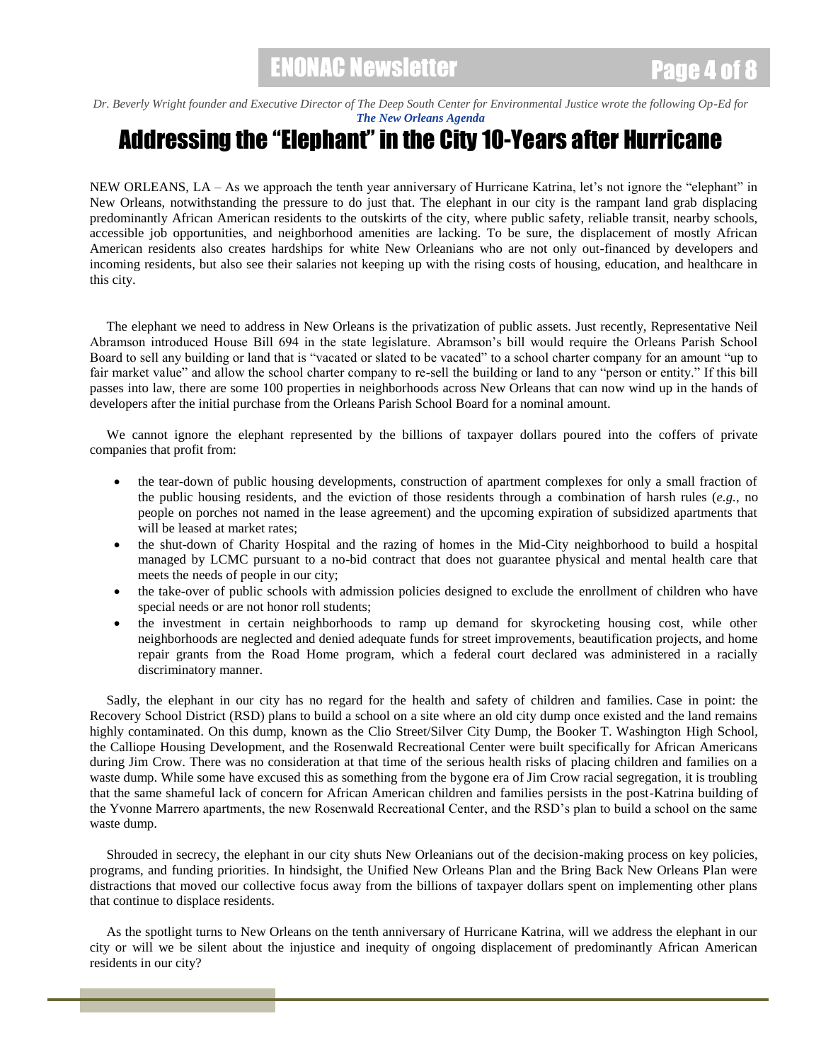*Dr. Beverly Wright founder and Executive Director of The Deep South Center for Environmental Justice wrote the following Op-Ed for* ***The New Orleans Agenda***

# Addressing the "Elephant" in the City 10-Years after Hurricane

NEW ORLEANS, LA – As we approach the tenth year anniversary of Hurricane Katrina, let's not ignore the "elephant" in New Orleans, notwithstanding the pressure to do just that. The elephant in our city is the rampant land grab displacing predominantly African American residents to the outskirts of the city, where public safety, reliable transit, nearby schools, accessible job opportunities, and neighborhood amenities are lacking. To be sure, the displacement of mostly African American residents also creates hardships for white New Orleanians who are not only out-financed by developers and incoming residents, but also see their salaries not keeping up with the rising costs of housing, education, and healthcare in this city.

The elephant we need to address in New Orleans is the privatization of public assets. Just recently, Representative Neil Abramson introduced House Bill 694 in the state legislature. Abramson's bill would require the Orleans Parish School Board to sell any building or land that is "vacated or slated to be vacated" to a school charter company for an amount "up to fair market value" and allow the school charter company to re-sell the building or land to any "person or entity." If this bill passes into law, there are some 100 properties in neighborhoods across New Orleans that can now wind up in the hands of developers after the initial purchase from the Orleans Parish School Board for a nominal amount.

We cannot ignore the elephant represented by the billions of taxpayer dollars poured into the coffers of private companies that profit from:

- the tear-down of public housing developments, construction of apartment complexes for only a small fraction of the public housing residents, and the eviction of those residents through a combination of harsh rules (*e.g.*, no people on porches not named in the lease agreement) and the upcoming expiration of subsidized apartments that will be leased at market rates;
- the shut-down of Charity Hospital and the razing of homes in the Mid-City neighborhood to build a hospital managed by LCMC pursuant to a no-bid contract that does not guarantee physical and mental health care that meets the needs of people in our city;
- the take-over of public schools with admission policies designed to exclude the enrollment of children who have special needs or are not honor roll students;
- the investment in certain neighborhoods to ramp up demand for skyrocketing housing cost, while other neighborhoods are neglected and denied adequate funds for street improvements, beautification projects, and home repair grants from the Road Home program, which a federal court declared was administered in a racially discriminatory manner.

Sadly, the elephant in our city has no regard for the health and safety of children and families. Case in point: the Recovery School District (RSD) plans to build a school on a site where an old city dump once existed and the land remains highly contaminated. On this dump, known as the Clio Street/Silver City Dump, the Booker T. Washington High School, the Calliope Housing Development, and the Rosenwald Recreational Center were built specifically for African Americans during Jim Crow. There was no consideration at that time of the serious health risks of placing children and families on a waste dump. While some have excused this as something from the bygone era of Jim Crow racial segregation, it is troubling that the same shameful lack of concern for African American children and families persists in the post-Katrina building of the Yvonne Marrero apartments, the new Rosenwald Recreational Center, and the RSD's plan to build a school on the same waste dump.

Shrouded in secrecy, the elephant in our city shuts New Orleanians out of the decision-making process on key policies, programs, and funding priorities. In hindsight, the Unified New Orleans Plan and the Bring Back New Orleans Plan were distractions that moved our collective focus away from the billions of taxpayer dollars spent on implementing other plans that continue to displace residents.

As the spotlight turns to New Orleans on the tenth anniversary of Hurricane Katrina, will we address the elephant in our city or will we be silent about the injustice and inequity of ongoing displacement of predominantly African American residents in our city?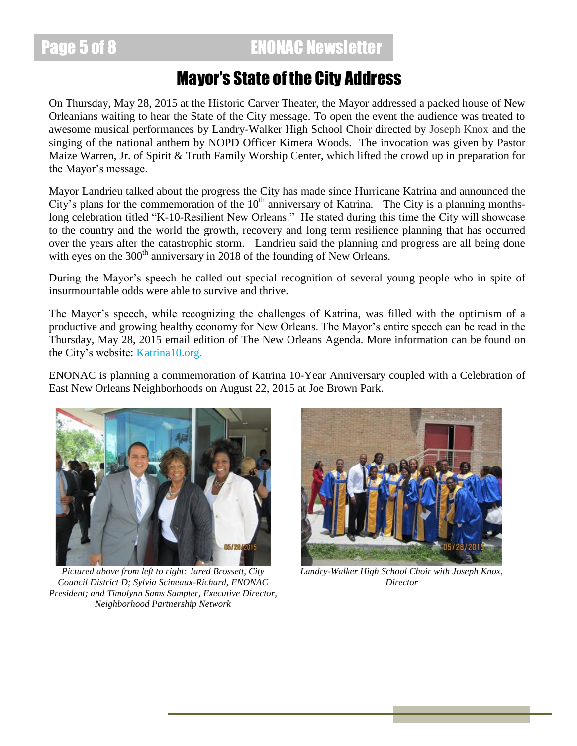# Mayor's State of the City Address

On Thursday, May 28, 2015 at the Historic Carver Theater, the Mayor addressed a packed house of New Orleanians waiting to hear the State of the City message. To open the event the audience was treated to awesome musical performances by Landry-Walker High School Choir directed by Joseph Knox and the singing of the national anthem by NOPD Officer Kimera Woods. The invocation was given by Pastor Maize Warren, Jr. of Spirit & Truth Family Worship Center, which lifted the crowd up in preparation for the Mayor's message.

Mayor Landrieu talked about the progress the City has made since Hurricane Katrina and announced the City's plans for the commemoration of the 10th anniversary of Katrina. The City is a planning months-long celebration titled "K-10-Resilient New Orleans." He stated during this time the City will showcase to the country and the world the growth, recovery and long term resilience planning that has occurred over the years after the catastrophic storm. Landrieu said the planning and progress are all being done with eyes on the 300th anniversary in 2018 of the founding of New Orleans.

During the Mayor's speech he called out special recognition of several young people who in spite of insurmountable odds were able to survive and thrive.

The Mayor's speech, while recognizing the challenges of Katrina, was filled with the optimism of a productive and growing healthy economy for New Orleans. The Mayor's entire speech can be read in the Thursday, May 28, 2015 email edition of The New Orleans Agenda. More information can be found on the City's website: Katrina10.org.

ENONAC is planning a commemoration of Katrina 10-Year Anniversary coupled with a Celebration of East New Orleans Neighborhoods on August 22, 2015 at Joe Brown Park.

*Pictured above from left to right: Jared Brossett, City Council District D; Sylvia Scineaux-Richard, ENONAC President; and Timolynn Sams Sumpter, Executive Director, Neighborhood Partnership Network*

*Landry-Walker High School Choir with Joseph Knox, Director*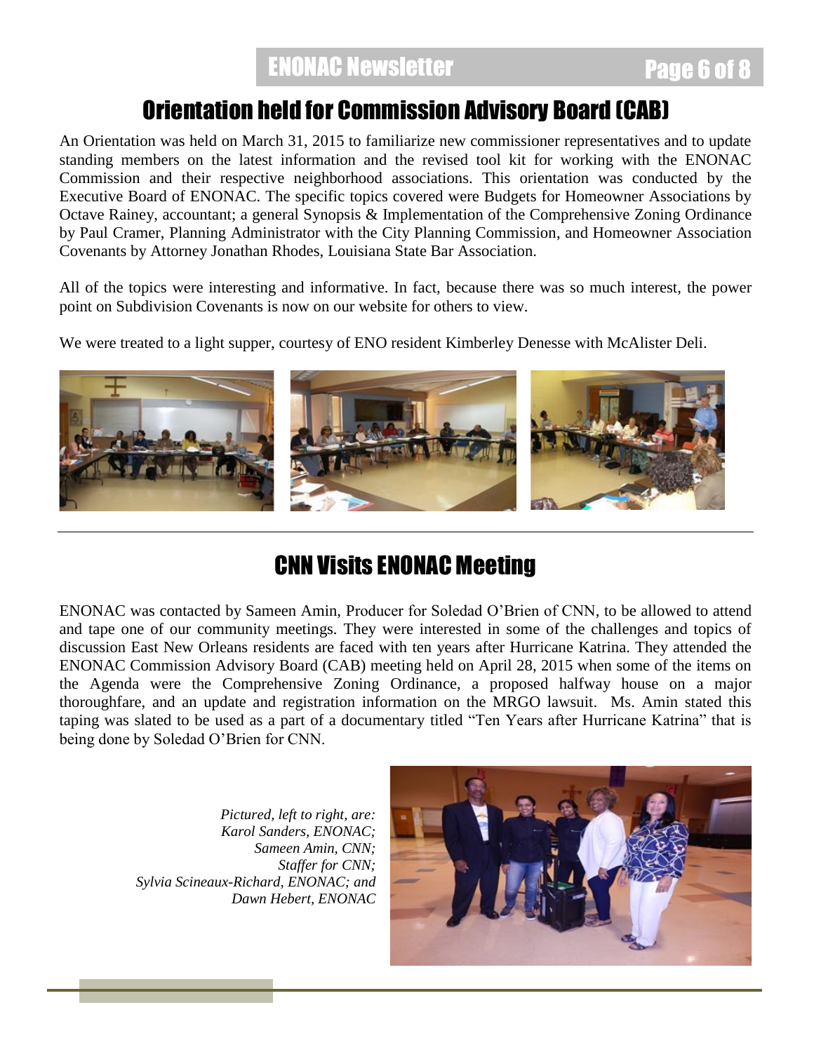## Orientation held for Commission Advisory Board (CAB)

An Orientation was held on March 31, 2015 to familiarize new commissioner representatives and to update standing members on the latest information and the revised tool kit for working with the ENONAC Commission and their respective neighborhood associations. This orientation was conducted by the Executive Board of ENONAC. The specific topics covered were Budgets for Homeowner Associations by Octave Rainey, accountant; a general Synopsis & Implementation of the Comprehensive Zoning Ordinance by Paul Cramer, Planning Administrator with the City Planning Commission, and Homeowner Association Covenants by Attorney Jonathan Rhodes, Louisiana State Bar Association.

All of the topics were interesting and informative. In fact, because there was so much interest, the power point on Subdivision Covenants is now on our website for others to view.

We were treated to a light supper, courtesy of ENO resident Kimberley Denesse with McAlister Deli.

## CNN Visits ENONAC Meeting

ENONAC was contacted by Sameen Amin, Producer for Soledad O'Brien of CNN, to be allowed to attend and tape one of our community meetings. They were interested in some of the challenges and topics of discussion East New Orleans residents are faced with ten years after Hurricane Katrina. They attended the ENONAC Commission Advisory Board (CAB) meeting held on April 28, 2015 when some of the items on the Agenda were the Comprehensive Zoning Ordinance, a proposed halfway house on a major thoroughfare, and an update and registration information on the MRGO lawsuit. Ms. Amin stated this taping was slated to be used as a part of a documentary titled "Ten Years after Hurricane Katrina" that is being done by Soledad O'Brien for CNN.

*Pictured, left to right, are:*
*Karol Sanders, ENONAC;*
*Sameen Amin, CNN;*
*Staffer for CNN;*
*Sylvia Scineaux-Richard, ENONAC; and*
*Dawn Hebert, ENONAC*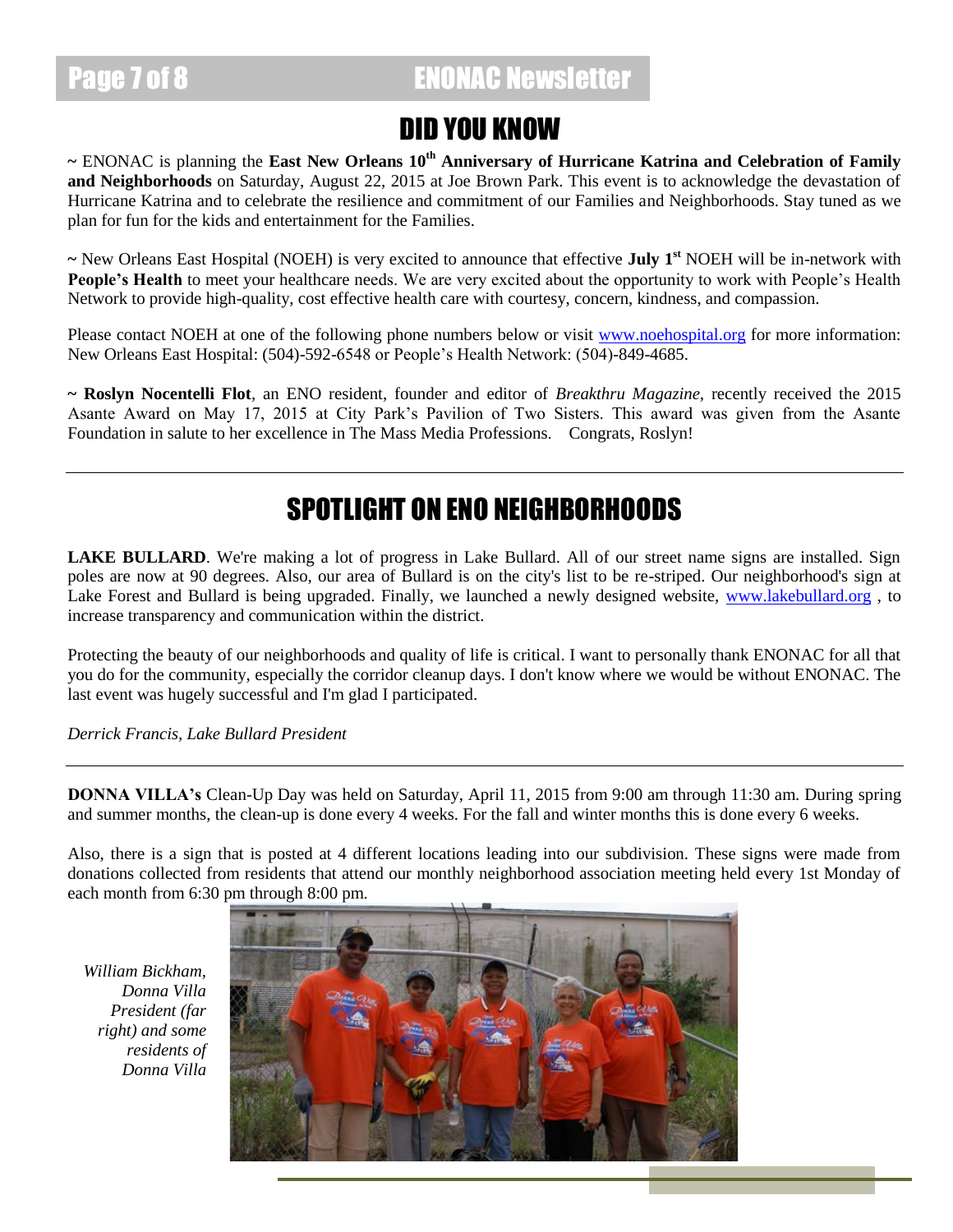# DID YOU KNOW

~ ENONAC is planning the **East New Orleans 10th Anniversary of Hurricane Katrina and Celebration of Family and Neighborhoods** on Saturday, August 22, 2015 at Joe Brown Park. This event is to acknowledge the devastation of Hurricane Katrina and to celebrate the resilience and commitment of our Families and Neighborhoods. Stay tuned as we plan for fun for the kids and entertainment for the Families.

~ New Orleans East Hospital (NOEH) is very excited to announce that effective **July 1st** NOEH will be in-network with **People's Health** to meet your healthcare needs. We are very excited about the opportunity to work with People's Health Network to provide high-quality, cost effective health care with courtesy, concern, kindness, and compassion.

Please contact NOEH at one of the following phone numbers below or visit www.noehospital.org for more information: New Orleans East Hospital: (504)-592-6548 or People's Health Network: (504)-849-4685.

~ **Roslyn Nocentelli Flot**, an ENO resident, founder and editor of *Breakthru Magazine,* recently received the 2015 Asante Award on May 17, 2015 at City Park's Pavilion of Two Sisters. This award was given from the Asante Foundation in salute to her excellence in The Mass Media Professions. Congrats, Roslyn!

---

# SPOTLIGHT ON ENO NEIGHBORHOODS

**LAKE BULLARD**. We're making a lot of progress in Lake Bullard. All of our street name signs are installed. Sign poles are now at 90 degrees. Also, our area of Bullard is on the city's list to be re-striped. Our neighborhood's sign at Lake Forest and Bullard is being upgraded. Finally, we launched a newly designed website, www.lakebullard.org , to increase transparency and communication within the district.

Protecting the beauty of our neighborhoods and quality of life is critical. I want to personally thank ENONAC for all that you do for the community, especially the corridor cleanup days. I don't know where we would be without ENONAC. The last event was hugely successful and I'm glad I participated.

*Derrick Francis, Lake Bullard President*

---

**DONNA VILLA's** Clean-Up Day was held on Saturday, April 11, 2015 from 9:00 am through 11:30 am. During spring and summer months, the clean-up is done every 4 weeks. For the fall and winter months this is done every 6 weeks.

Also, there is a sign that is posted at 4 different locations leading into our subdivision. These signs were made from donations collected from residents that attend our monthly neighborhood association meeting held every 1st Monday of each month from 6:30 pm through 8:00 pm.

*William Bickham, Donna Villa President (far right) and some residents of Donna Villa*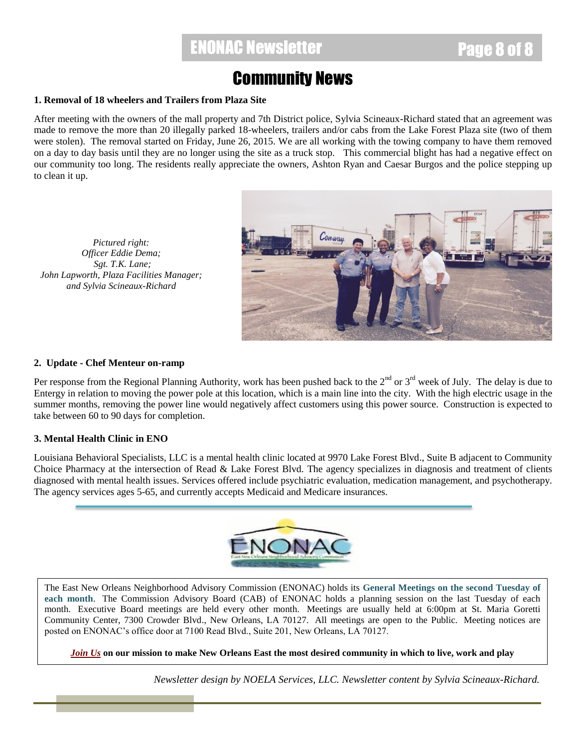# Community News

**1. Removal of 18 wheelers and Trailers from Plaza Site**

After meeting with the owners of the mall property and 7th District police, Sylvia Scineaux-Richard stated that an agreement was made to remove the more than 20 illegally parked 18-wheelers, trailers and/or cabs from the Lake Forest Plaza site (two of them were stolen). The removal started on Friday, June 26, 2015. We are all working with the towing company to have them removed on a day to day basis until they are no longer using the site as a truck stop. This commercial blight has had a negative effect on our community too long. The residents really appreciate the owners, Ashton Ryan and Caesar Burgos and the police stepping up to clean it up.

*Pictured right:*
*Officer Eddie Dema;*
*Sgt. T.K. Lane;*
*John Lapworth, Plaza Facilities Manager;*
*and Sylvia Scineaux-Richard*

**2. Update - Chef Menteur on-ramp**

Per response from the Regional Planning Authority, work has been pushed back to the 2nd or 3rd week of July. The delay is due to Entergy in relation to moving the power pole at this location, which is a main line into the city. With the high electric usage in the summer months, removing the power line would negatively affect customers using this power source. Construction is expected to take between 60 to 90 days for completion.

**3. Mental Health Clinic in ENO**

Louisiana Behavioral Specialists, LLC is a mental health clinic located at 9970 Lake Forest Blvd., Suite B adjacent to Community Choice Pharmacy at the intersection of Read & Lake Forest Blvd. The agency specializes in diagnosis and treatment of clients diagnosed with mental health issues. Services offered include psychiatric evaluation, medication management, and psychotherapy. The agency services ages 5-65, and currently accepts Medicaid and Medicare insurances.

The East New Orleans Neighborhood Advisory Commission (ENONAC) holds its **General Meetings on the second Tuesday of each month**. The Commission Advisory Board (CAB) of ENONAC holds a planning session on the last Tuesday of each month. Executive Board meetings are held every other month. Meetings are usually held at 6:00pm at St. Maria Goretti Community Center, 7300 Crowder Blvd., New Orleans, LA 70127. All meetings are open to the Public. Meeting notices are posted on ENONAC's office door at 7100 Read Blvd., Suite 201, New Orleans, LA 70127.

***Join Us*** **on our mission to make New Orleans East the most desired community in which to live, work and play**

*Newsletter design by NOELA Services, LLC. Newsletter content by Sylvia Scineaux-Richard.*